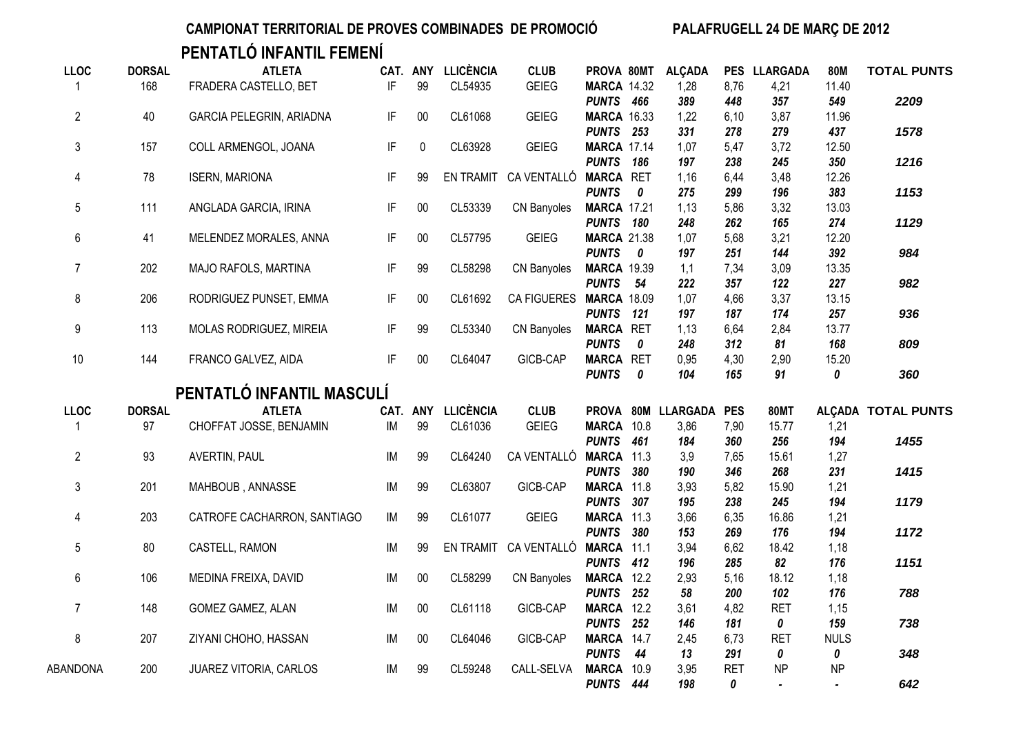**CAMPIONAT TERRITORIAL DE PROVES COMBINADES DE PROMOCIÓ** **PALAFRUGELL 24 DE MARÇ DE 2012**

## PENTATLÓ INFANTIL FEMENÍ

| LLOC | DORSAL | ATLETA | CAT. | ANY | LLICÈNCIA | CLUB | PROVA | 80MT | ALÇADA | PES | LLARGADA | 80M | TOTAL PUNTS |
|---|---|---|---|---|---|---|---|---|---|---|---|---|---|
| 1 | 168 | FRADERA CASTELLO, BET | IF | 99 | CL54935 | GEIEG | **MARCA** | 14.32 | 1,28 | 8,76 | 4,21 | 11.40 | |
| | | | | | | | ***PUNTS*** | ***466*** | ***389*** | ***448*** | ***357*** | ***549*** | ***2209*** |
| 2 | 40 | GARCIA PELEGRIN, ARIADNA | IF | 00 | CL61068 | GEIEG | **MARCA** | 16.33 | 1,22 | 6,10 | 3,87 | 11.96 | |
| | | | | | | | ***PUNTS*** | ***253*** | ***331*** | ***278*** | ***279*** | ***437*** | ***1578*** |
| 3 | 157 | COLL ARMENGOL, JOANA | IF | 0 | CL63928 | GEIEG | **MARCA** | 17.14 | 1,07 | 5,47 | 3,72 | 12.50 | |
| | | | | | | | ***PUNTS*** | ***186*** | ***197*** | ***238*** | ***245*** | ***350*** | ***1216*** |
| 4 | 78 | ISERN, MARIONA | IF | 99 | EN TRAMIT | CA VENTALLÓ | **MARCA** | RET | 1,16 | 6,44 | 3,48 | 12.26 | |
| | | | | | | | ***PUNTS*** | ***0*** | ***275*** | ***299*** | ***196*** | ***383*** | ***1153*** |
| 5 | 111 | ANGLADA GARCIA, IRINA | IF | 00 | CL53339 | CN Banyoles | **MARCA** | 17.21 | 1,13 | 5,86 | 3,32 | 13.03 | |
| | | | | | | | ***PUNTS*** | ***180*** | ***248*** | ***262*** | ***165*** | ***274*** | ***1129*** |
| 6 | 41 | MELENDEZ MORALES, ANNA | IF | 00 | CL57795 | GEIEG | **MARCA** | 21.38 | 1,07 | 5,68 | 3,21 | 12.20 | |
| | | | | | | | ***PUNTS*** | ***0*** | ***197*** | ***251*** | ***144*** | ***392*** | ***984*** |
| 7 | 202 | MAJO RAFOLS, MARTINA | IF | 99 | CL58298 | CN Banyoles | **MARCA** | 19.39 | 1,1 | 7,34 | 3,09 | 13.35 | |
| | | | | | | | ***PUNTS*** | ***54*** | ***222*** | ***357*** | ***122*** | ***227*** | ***982*** |
| 8 | 206 | RODRIGUEZ PUNSET, EMMA | IF | 00 | CL61692 | CA FIGUERES | **MARCA** | 18.09 | 1,07 | 4,66 | 3,37 | 13.15 | |
| | | | | | | | ***PUNTS*** | ***121*** | ***197*** | ***187*** | ***174*** | ***257*** | ***936*** |
| 9 | 113 | MOLAS RODRIGUEZ, MIREIA | IF | 99 | CL53340 | CN Banyoles | **MARCA** | RET | 1,13 | 6,64 | 2,84 | 13.77 | |
| | | | | | | | ***PUNTS*** | ***0*** | ***248*** | ***312*** | ***81*** | ***168*** | ***809*** |
| 10 | 144 | FRANCO GALVEZ, AIDA | IF | 00 | CL64047 | GICB-CAP | **MARCA** | RET | 0,95 | 4,30 | 2,90 | 15.20 | |
| | | | | | | | ***PUNTS*** | ***0*** | ***104*** | ***165*** | ***91*** | ***0*** | ***360*** |

## PENTATLÓ INFANTIL MASCULÍ

| LLOC | DORSAL | ATLETA | CAT. | ANY | LLICÈNCIA | CLUB | PROVA | 80M | LLARGADA | PES | 80MT | ALÇADA | TOTAL PUNTS |
|---|---|---|---|---|---|---|---|---|---|---|---|---|---|
| 1 | 97 | CHOFFAT JOSSE, BENJAMIN | IM | 99 | CL61036 | GEIEG | **MARCA** | 10.8 | 3,86 | 7,90 | 15.77 | 1,21 | |
| | | | | | | | ***PUNTS*** | ***461*** | ***184*** | ***360*** | ***256*** | ***194*** | ***1455*** |
| 2 | 93 | AVERTIN, PAUL | IM | 99 | CL64240 | CA VENTALLÓ | **MARCA** | 11.3 | 3,9 | 7,65 | 15.61 | 1,27 | |
| | | | | | | | ***PUNTS*** | ***380*** | ***190*** | ***346*** | ***268*** | ***231*** | ***1415*** |
| 3 | 201 | MAHBOUB , ANNASSE | IM | 99 | CL63807 | GICB-CAP | **MARCA** | 11.8 | 3,93 | 5,82 | 15.90 | 1,21 | |
| | | | | | | | ***PUNTS*** | ***307*** | ***195*** | ***238*** | ***245*** | ***194*** | ***1179*** |
| 4 | 203 | CATROFE CACHARRON, SANTIAGO | IM | 99 | CL61077 | GEIEG | **MARCA** | 11.3 | 3,66 | 6,35 | 16.86 | 1,21 | |
| | | | | | | | ***PUNTS*** | ***380*** | ***153*** | ***269*** | ***176*** | ***194*** | ***1172*** |
| 5 | 80 | CASTELL, RAMON | IM | 99 | EN TRAMIT | CA VENTALLÓ | **MARCA** | 11.1 | 3,94 | 6,62 | 18.42 | 1,18 | |
| | | | | | | | ***PUNTS*** | ***412*** | ***196*** | ***285*** | ***82*** | ***176*** | ***1151*** |
| 6 | 106 | MEDINA FREIXA, DAVID | IM | 00 | CL58299 | CN Banyoles | **MARCA** | 12.2 | 2,93 | 5,16 | 18.12 | 1,18 | |
| | | | | | | | ***PUNTS*** | ***252*** | ***58*** | ***200*** | ***102*** | ***176*** | ***788*** |
| 7 | 148 | GOMEZ GAMEZ, ALAN | IM | 00 | CL61118 | GICB-CAP | **MARCA** | 12.2 | 3,61 | 4,82 | RET | 1,15 | |
| | | | | | | | ***PUNTS*** | ***252*** | ***146*** | ***181*** | ***0*** | ***159*** | ***738*** |
| 8 | 207 | ZIYANI CHOHO, HASSAN | IM | 00 | CL64046 | GICB-CAP | **MARCA** | 14.7 | 2,45 | 6,73 | RET | NULS | |
| | | | | | | | ***PUNTS*** | ***44*** | ***13*** | ***291*** | ***0*** | ***0*** | ***348*** |
| ABANDONA | 200 | JUAREZ VITORIA, CARLOS | IM | 99 | CL59248 | CALL-SELVA | **MARCA** | 10.9 | 3,95 | RET | NP | NP | |
| | | | | | | | ***PUNTS*** | ***444*** | ***198*** | ***0*** | - | - | ***642*** |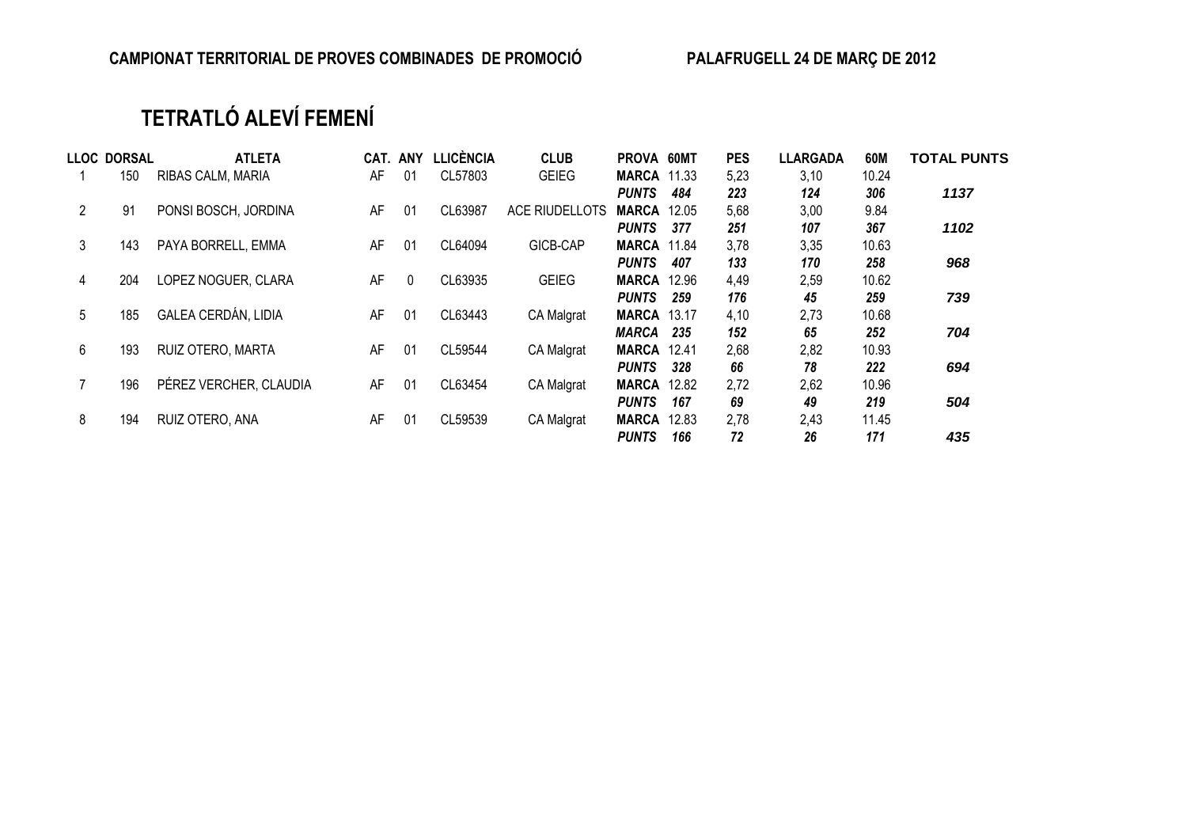**CAMPIONAT TERRITORIAL DE PROVES COMBINADES DE PROMOCIÓ** **PALAFRUGELL 24 DE MARÇ DE 2012**

# TETRATLÓ ALEVÍ FEMENÍ

| LLOC | DORSAL | ATLETA | CAT. | ANY | LLICÈNCIA | CLUB | PROVA | 60MT | PES | LLARGADA | 60M | TOTAL PUNTS |
|---|---|---|---|---|---|---|---|---|---|---|---|---|
| 1 | 150 | RIBAS CALM, MARIA | AF | 01 | CL57803 | GEIEG | **MARCA** | 11.33 | 5,23 | 3,10 | 10.24 | |
| | | | | | | | ***PUNTS*** | ***484*** | ***223*** | ***124*** | ***306*** | ***1137*** |
| 2 | 91 | PONSI BOSCH, JORDINA | AF | 01 | CL63987 | ACE RIUDELLOTS | **MARCA** | 12.05 | 5,68 | 3,00 | 9.84 | |
| | | | | | | | ***PUNTS*** | ***377*** | ***251*** | ***107*** | ***367*** | ***1102*** |
| 3 | 143 | PAYA BORRELL, EMMA | AF | 01 | CL64094 | GICB-CAP | **MARCA** | 11.84 | 3,78 | 3,35 | 10.63 | |
| | | | | | | | ***PUNTS*** | ***407*** | ***133*** | ***170*** | ***258*** | ***968*** |
| 4 | 204 | LOPEZ NOGUER, CLARA | AF | 0 | CL63935 | GEIEG | **MARCA** | 12.96 | 4,49 | 2,59 | 10.62 | |
| | | | | | | | ***PUNTS*** | ***259*** | ***176*** | ***45*** | ***259*** | ***739*** |
| 5 | 185 | GALEA CERDÁN, LIDIA | AF | 01 | CL63443 | CA Malgrat | **MARCA** | 13.17 | 4,10 | 2,73 | 10.68 | |
| | | | | | | | ***MARCA*** | ***235*** | ***152*** | ***65*** | ***252*** | ***704*** |
| 6 | 193 | RUIZ OTERO, MARTA | AF | 01 | CL59544 | CA Malgrat | **MARCA** | 12.41 | 2,68 | 2,82 | 10.93 | |
| | | | | | | | ***PUNTS*** | ***328*** | ***66*** | ***78*** | ***222*** | ***694*** |
| 7 | 196 | PÉREZ VERCHER, CLAUDIA | AF | 01 | CL63454 | CA Malgrat | **MARCA** | 12.82 | 2,72 | 2,62 | 10.96 | |
| | | | | | | | ***PUNTS*** | ***167*** | ***69*** | ***49*** | ***219*** | ***504*** |
| 8 | 194 | RUIZ OTERO, ANA | AF | 01 | CL59539 | CA Malgrat | **MARCA** | 12.83 | 2,78 | 2,43 | 11.45 | |
| | | | | | | | ***PUNTS*** | ***166*** | ***72*** | ***26*** | ***171*** | ***435*** |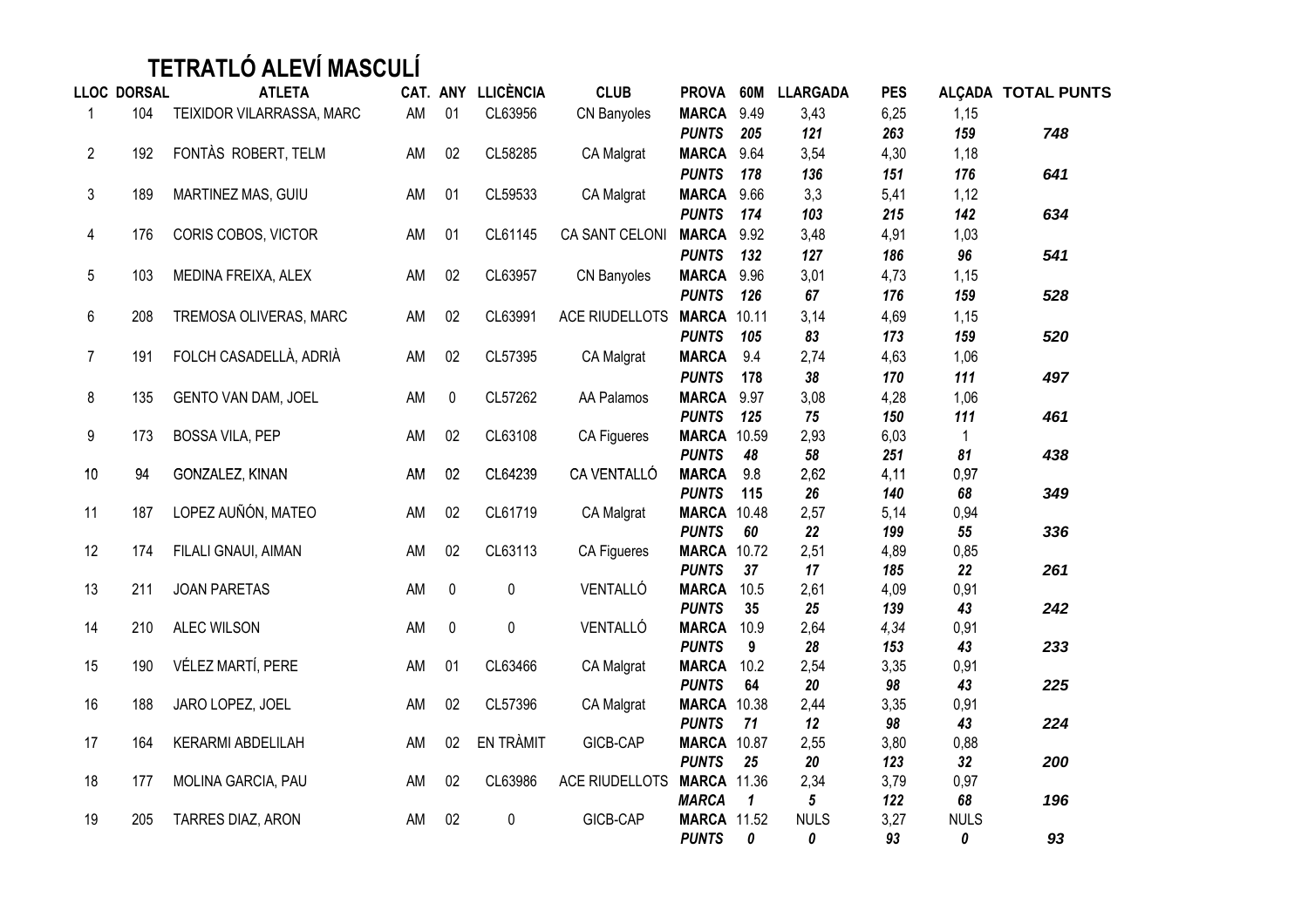# TETRATLÓ ALEVÍ MASCULÍ

| LLOC | DORSAL | ATLETA | CAT. | ANY | LLICÈNCIA | CLUB | PROVA | 60M | LLARGADA | PES | ALÇADA | TOTAL PUNTS |
|---|---|---|---|---|---|---|---|---|---|---|---|---|
| 1 | 104 | TEIXIDOR VILARRASSA, MARC | AM | 01 | CL63956 | CN Banyoles | **MARCA** | 9.49 | 3,43 | 6,25 | 1,15 | |
| | | | | | | | ***PUNTS*** | ***205*** | ***121*** | ***263*** | ***159*** | ***748*** |
| 2 | 192 | FONTÀS ROBERT, TELM | AM | 02 | CL58285 | CA Malgrat | **MARCA** | 9.64 | 3,54 | 4,30 | 1,18 | |
| | | | | | | | ***PUNTS*** | ***178*** | ***136*** | ***151*** | ***176*** | ***641*** |
| 3 | 189 | MARTINEZ MAS, GUIU | AM | 01 | CL59533 | CA Malgrat | **MARCA** | 9.66 | 3,3 | 5,41 | 1,12 | |
| | | | | | | | ***PUNTS*** | ***174*** | ***103*** | ***215*** | ***142*** | ***634*** |
| 4 | 176 | CORIS COBOS, VICTOR | AM | 01 | CL61145 | CA SANT CELONI | **MARCA** | 9.92 | 3,48 | 4,91 | 1,03 | |
| | | | | | | | ***PUNTS*** | ***132*** | ***127*** | ***186*** | ***96*** | ***541*** |
| 5 | 103 | MEDINA FREIXA, ALEX | AM | 02 | CL63957 | CN Banyoles | **MARCA** | 9.96 | 3,01 | 4,73 | 1,15 | |
| | | | | | | | ***PUNTS*** | ***126*** | ***67*** | ***176*** | ***159*** | ***528*** |
| 6 | 208 | TREMOSA OLIVERAS, MARC | AM | 02 | CL63991 | ACE RIUDELLOTS | **MARCA** | 10.11 | 3,14 | 4,69 | 1,15 | |
| | | | | | | | ***PUNTS*** | ***105*** | ***83*** | ***173*** | ***159*** | ***520*** |
| 7 | 191 | FOLCH CASADELLÀ, ADRIÀ | AM | 02 | CL57395 | CA Malgrat | **MARCA** | 9.4 | 2,74 | 4,63 | 1,06 | |
| | | | | | | | ***PUNTS*** | **178** | ***38*** | ***170*** | ***111*** | ***497*** |
| 8 | 135 | GENTO VAN DAM, JOEL | AM | 0 | CL57262 | AA Palamos | **MARCA** | 9.97 | 3,08 | 4,28 | 1,06 | |
| | | | | | | | ***PUNTS*** | ***125*** | ***75*** | ***150*** | ***111*** | ***461*** |
| 9 | 173 | BOSSA VILA, PEP | AM | 02 | CL63108 | CA Figueres | **MARCA** | 10.59 | 2,93 | 6,03 | 1 | |
| | | | | | | | ***PUNTS*** | ***48*** | ***58*** | ***251*** | ***81*** | ***438*** |
| 10 | 94 | GONZALEZ, KINAN | AM | 02 | CL64239 | CA VENTALLÓ | **MARCA** | 9.8 | 2,62 | 4,11 | 0,97 | |
| | | | | | | | ***PUNTS*** | **115** | ***26*** | ***140*** | ***68*** | ***349*** |
| 11 | 187 | LOPEZ AUÑÓN, MATEO | AM | 02 | CL61719 | CA Malgrat | **MARCA** | 10.48 | 2,57 | 5,14 | 0,94 | |
| | | | | | | | ***PUNTS*** | ***60*** | ***22*** | ***199*** | ***55*** | ***336*** |
| 12 | 174 | FILALI GNAUI, AIMAN | AM | 02 | CL63113 | CA Figueres | **MARCA** | 10.72 | 2,51 | 4,89 | 0,85 | |
| | | | | | | | ***PUNTS*** | ***37*** | ***17*** | ***185*** | ***22*** | ***261*** |
| 13 | 211 | JOAN PARETAS | AM | 0 | 0 | VENTALLÓ | **MARCA** | 10.5 | 2,61 | 4,09 | 0,91 | |
| | | | | | | | ***PUNTS*** | **35** | ***25*** | ***139*** | ***43*** | ***242*** |
| 14 | 210 | ALEC WILSON | AM | 0 | 0 | VENTALLÓ | **MARCA** | 10.9 | 2,64 | *4,34* | 0,91 | |
| | | | | | | | ***PUNTS*** | **9** | ***28*** | ***153*** | ***43*** | ***233*** |
| 15 | 190 | VÉLEZ MARTÍ, PERE | AM | 01 | CL63466 | CA Malgrat | **MARCA** | 10.2 | 2,54 | 3,35 | 0,91 | |
| | | | | | | | ***PUNTS*** | **64** | ***20*** | ***98*** | ***43*** | ***225*** |
| 16 | 188 | JARO LOPEZ, JOEL | AM | 02 | CL57396 | CA Malgrat | **MARCA** | 10.38 | 2,44 | 3,35 | 0,91 | |
| | | | | | | | ***PUNTS*** | ***71*** | ***12*** | ***98*** | ***43*** | ***224*** |
| 17 | 164 | KERARMI ABDELILAH | AM | 02 | EN TRÀMIT | GICB-CAP | **MARCA** | 10.87 | 2,55 | 3,80 | 0,88 | |
| | | | | | | | ***PUNTS*** | ***25*** | ***20*** | ***123*** | ***32*** | ***200*** |
| 18 | 177 | MOLINA GARCIA, PAU | AM | 02 | CL63986 | ACE RIUDELLOTS | **MARCA** | 11.36 | 2,34 | 3,79 | 0,97 | |
| | | | | | | | ***MARCA*** | ***1*** | ***5*** | ***122*** | ***68*** | ***196*** |
| 19 | 205 | TARRES DIAZ, ARON | AM | 02 | 0 | GICB-CAP | **MARCA** | 11.52 | NULS | 3,27 | NULS | |
| | | | | | | | ***PUNTS*** | ***0*** | ***0*** | ***93*** | ***0*** | ***93*** |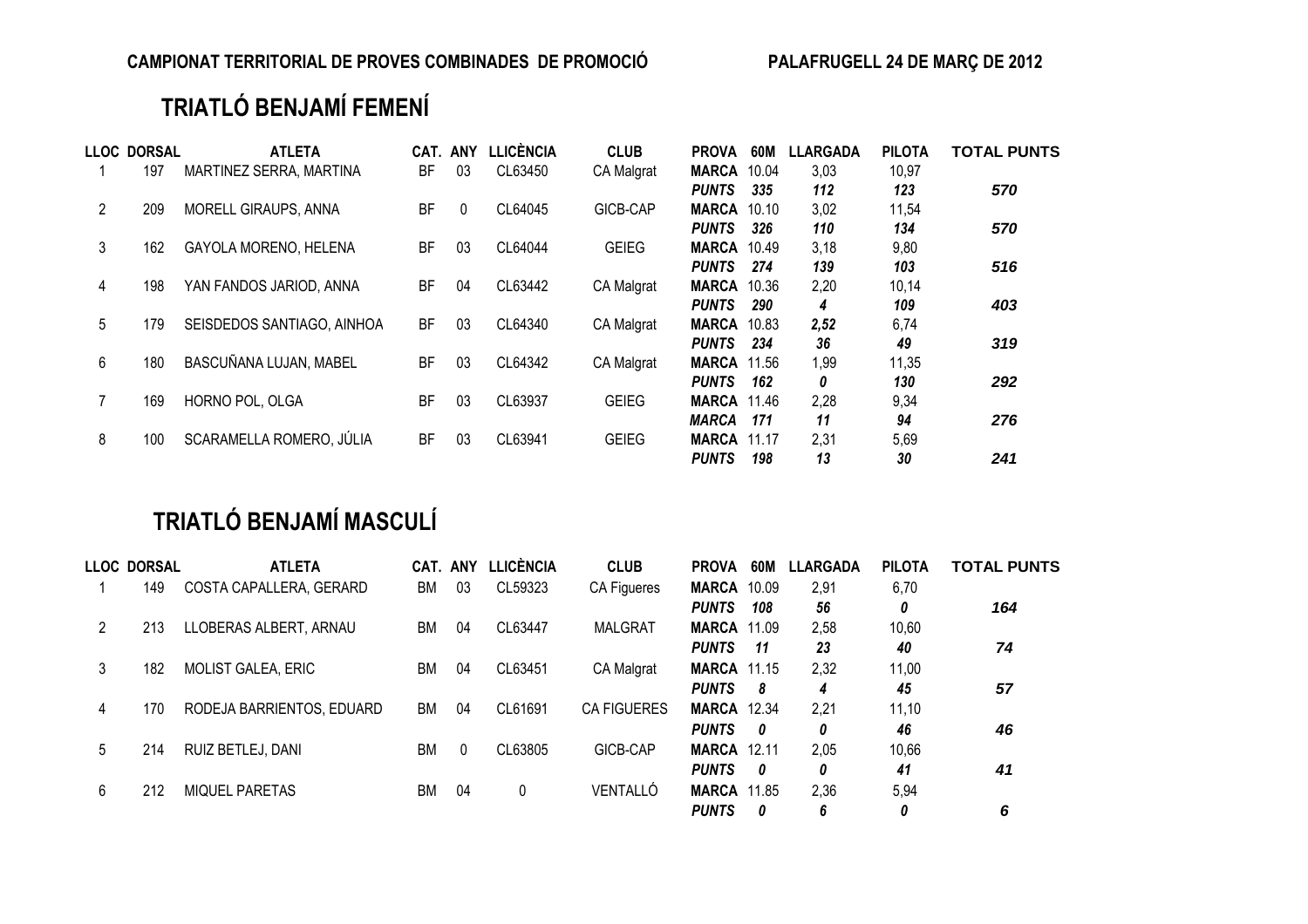**CAMPIONAT TERRITORIAL DE PROVES COMBINADES DE PROMOCIÓ** **PALAFRUGELL 24 DE MARÇ DE 2012**

# TRIATLÓ BENJAMÍ FEMENÍ

| LLOC | DORSAL | ATLETA | CAT. | ANY | LLICÈNCIA | CLUB | PROVA | 60M | LLARGADA | PILOTA | TOTAL PUNTS |
|---|---|---|---|---|---|---|---|---|---|---|---|
| 1 | 197 | MARTINEZ SERRA, MARTINA | BF | 03 | CL63450 | CA Malgrat | **MARCA** | 10.04 | 3,03 | 10,97 | |
| | | | | | | | ***PUNTS*** | ***335*** | ***112*** | ***123*** | ***570*** |
| 2 | 209 | MORELL GIRAUPS, ANNA | BF | 0 | CL64045 | GICB-CAP | **MARCA** | 10.10 | 3,02 | 11,54 | |
| | | | | | | | ***PUNTS*** | ***326*** | ***110*** | ***134*** | ***570*** |
| 3 | 162 | GAYOLA MORENO, HELENA | BF | 03 | CL64044 | GEIEG | **MARCA** | 10.49 | 3,18 | 9,80 | |
| | | | | | | | ***PUNTS*** | ***274*** | ***139*** | ***103*** | ***516*** |
| 4 | 198 | YAN FANDOS JARIOD, ANNA | BF | 04 | CL63442 | CA Malgrat | **MARCA** | 10.36 | 2,20 | 10,14 | |
| | | | | | | | ***PUNTS*** | ***290*** | ***4*** | ***109*** | ***403*** |
| 5 | 179 | SEISDEDOS SANTIAGO, AINHOA | BF | 03 | CL64340 | CA Malgrat | **MARCA** | 10.83 | ***2,52*** | 6,74 | |
| | | | | | | | ***PUNTS*** | ***234*** | ***36*** | ***49*** | ***319*** |
| 6 | 180 | BASCUÑANA LUJAN, MABEL | BF | 03 | CL64342 | CA Malgrat | **MARCA** | 11.56 | 1,99 | 11,35 | |
| | | | | | | | ***PUNTS*** | ***162*** | ***0*** | ***130*** | ***292*** |
| 7 | 169 | HORNO POL, OLGA | BF | 03 | CL63937 | GEIEG | **MARCA** | 11.46 | 2,28 | 9,34 | |
| | | | | | | | ***MARCA*** | ***171*** | ***11*** | ***94*** | ***276*** |
| 8 | 100 | SCARAMELLA ROMERO, JÚLIA | BF | 03 | CL63941 | GEIEG | **MARCA** | 11.17 | 2,31 | 5,69 | |
| | | | | | | | ***PUNTS*** | ***198*** | ***13*** | ***30*** | ***241*** |

# TRIATLÓ BENJAMÍ MASCULÍ

| LLOC | DORSAL | ATLETA | CAT. | ANY | LLICÈNCIA | CLUB | PROVA | 60M | LLARGADA | PILOTA | TOTAL PUNTS |
|---|---|---|---|---|---|---|---|---|---|---|---|
| 1 | 149 | COSTA CAPALLERA, GERARD | BM | 03 | CL59323 | CA Figueres | **MARCA** | 10.09 | 2,91 | 6,70 | |
| | | | | | | | ***PUNTS*** | ***108*** | ***56*** | ***0*** | ***164*** |
| 2 | 213 | LLOBERAS ALBERT, ARNAU | BM | 04 | CL63447 | MALGRAT | **MARCA** | 11.09 | 2,58 | 10,60 | |
| | | | | | | | ***PUNTS*** | ***11*** | ***23*** | ***40*** | ***74*** |
| 3 | 182 | MOLIST GALEA, ERIC | BM | 04 | CL63451 | CA Malgrat | **MARCA** | 11.15 | 2,32 | 11,00 | |
| | | | | | | | ***PUNTS*** | ***8*** | ***4*** | ***45*** | ***57*** |
| 4 | 170 | RODEJA BARRIENTOS, EDUARD | BM | 04 | CL61691 | CA FIGUERES | **MARCA** | 12.34 | 2,21 | 11,10 | |
| | | | | | | | ***PUNTS*** | ***0*** | ***0*** | ***46*** | ***46*** |
| 5 | 214 | RUIZ BETLEJ, DANI | BM | 0 | CL63805 | GICB-CAP | **MARCA** | 12.11 | 2,05 | 10,66 | |
| | | | | | | | ***PUNTS*** | ***0*** | ***0*** | ***41*** | ***41*** |
| 6 | 212 | MIQUEL PARETAS | BM | 04 | 0 | VENTALLÓ | **MARCA** | 11.85 | 2,36 | 5,94 | |
| | | | | | | | ***PUNTS*** | ***0*** | ***6*** | ***0*** | ***6*** |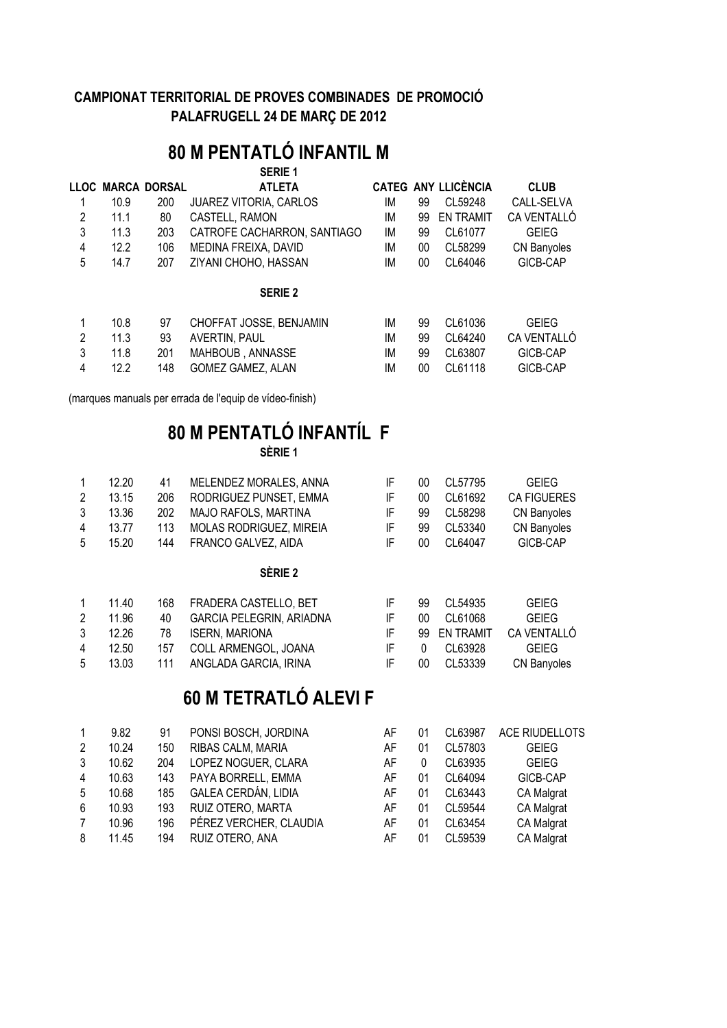**CAMPIONAT TERRITORIAL DE PROVES COMBINADES DE PROMOCIÓ**
**PALAFRUGELL 24 DE MARÇ DE 2012**

# 80 M PENTATLÓ INFANTIL M

**SERIE 1**

| LLOC | MARCA | DORSAL | ATLETA | CATEG | ANY | LLICÈNCIA | CLUB |
|---|---|---|---|---|---|---|---|
| 1 | 10.9 | 200 | JUAREZ VITORIA, CARLOS | IM | 99 | CL59248 | CALL-SELVA |
| 2 | 11.1 | 80 | CASTELL, RAMON | IM | 99 | EN TRAMIT | CA VENTALLÓ |
| 3 | 11.3 | 203 | CATROFE CACHARRON, SANTIAGO | IM | 99 | CL61077 | GEIEG |
| 4 | 12.2 | 106 | MEDINA FREIXA, DAVID | IM | 00 | CL58299 | CN Banyoles |
| 5 | 14.7 | 207 | ZIYANI CHOHO, HASSAN | IM | 00 | CL64046 | GICB-CAP |

**SERIE 2**

| LLOC | MARCA | DORSAL | ATLETA | CATEG | ANY | LLICÈNCIA | CLUB |
|---|---|---|---|---|---|---|---|
| 1 | 10.8 | 97 | CHOFFAT JOSSE, BENJAMIN | IM | 99 | CL61036 | GEIEG |
| 2 | 11.3 | 93 | AVERTIN, PAUL | IM | 99 | CL64240 | CA VENTALLÓ |
| 3 | 11.8 | 201 | MAHBOUB , ANNASSE | IM | 99 | CL63807 | GICB-CAP |
| 4 | 12.2 | 148 | GOMEZ GAMEZ, ALAN | IM | 00 | CL61118 | GICB-CAP |

(marques manuals per errada de l'equip de vídeo-finish)

# 80 M PENTATLÓ INFANTÍL F

**SÈRIE 1**

| LLOC | MARCA | DORSAL | ATLETA | CATEG | ANY | LLICÈNCIA | CLUB |
|---|---|---|---|---|---|---|---|
| 1 | 12.20 | 41 | MELENDEZ MORALES, ANNA | IF | 00 | CL57795 | GEIEG |
| 2 | 13.15 | 206 | RODRIGUEZ PUNSET, EMMA | IF | 00 | CL61692 | CA FIGUERES |
| 3 | 13.36 | 202 | MAJO RAFOLS, MARTINA | IF | 99 | CL58298 | CN Banyoles |
| 4 | 13.77 | 113 | MOLAS RODRIGUEZ, MIREIA | IF | 99 | CL53340 | CN Banyoles |
| 5 | 15.20 | 144 | FRANCO GALVEZ, AIDA | IF | 00 | CL64047 | GICB-CAP |

**SÈRIE 2**

| LLOC | MARCA | DORSAL | ATLETA | CATEG | ANY | LLICÈNCIA | CLUB |
|---|---|---|---|---|---|---|---|
| 1 | 11.40 | 168 | FRADERA CASTELLO, BET | IF | 99 | CL54935 | GEIEG |
| 2 | 11.96 | 40 | GARCIA PELEGRIN, ARIADNA | IF | 00 | CL61068 | GEIEG |
| 3 | 12.26 | 78 | ISERN, MARIONA | IF | 99 | EN TRAMIT | CA VENTALLÓ |
| 4 | 12.50 | 157 | COLL ARMENGOL, JOANA | IF | 0 | CL63928 | GEIEG |
| 5 | 13.03 | 111 | ANGLADA GARCIA, IRINA | IF | 00 | CL53339 | CN Banyoles |

# 60 M TETRATLÓ ALEVI F

| LLOC | MARCA | DORSAL | ATLETA | CATEG | ANY | LLICÈNCIA | CLUB |
|---|---|---|---|---|---|---|---|
| 1 | 9.82 | 91 | PONSI BOSCH, JORDINA | AF | 01 | CL63987 | ACE RIUDELLOTS |
| 2 | 10.24 | 150 | RIBAS CALM, MARIA | AF | 01 | CL57803 | GEIEG |
| 3 | 10.62 | 204 | LOPEZ NOGUER, CLARA | AF | 0 | CL63935 | GEIEG |
| 4 | 10.63 | 143 | PAYA BORRELL, EMMA | AF | 01 | CL64094 | GICB-CAP |
| 5 | 10.68 | 185 | GALEA CERDÁN, LIDIA | AF | 01 | CL63443 | CA Malgrat |
| 6 | 10.93 | 193 | RUIZ OTERO, MARTA | AF | 01 | CL59544 | CA Malgrat |
| 7 | 10.96 | 196 | PÉREZ VERCHER, CLAUDIA | AF | 01 | CL63454 | CA Malgrat |
| 8 | 11.45 | 194 | RUIZ OTERO, ANA | AF | 01 | CL59539 | CA Malgrat |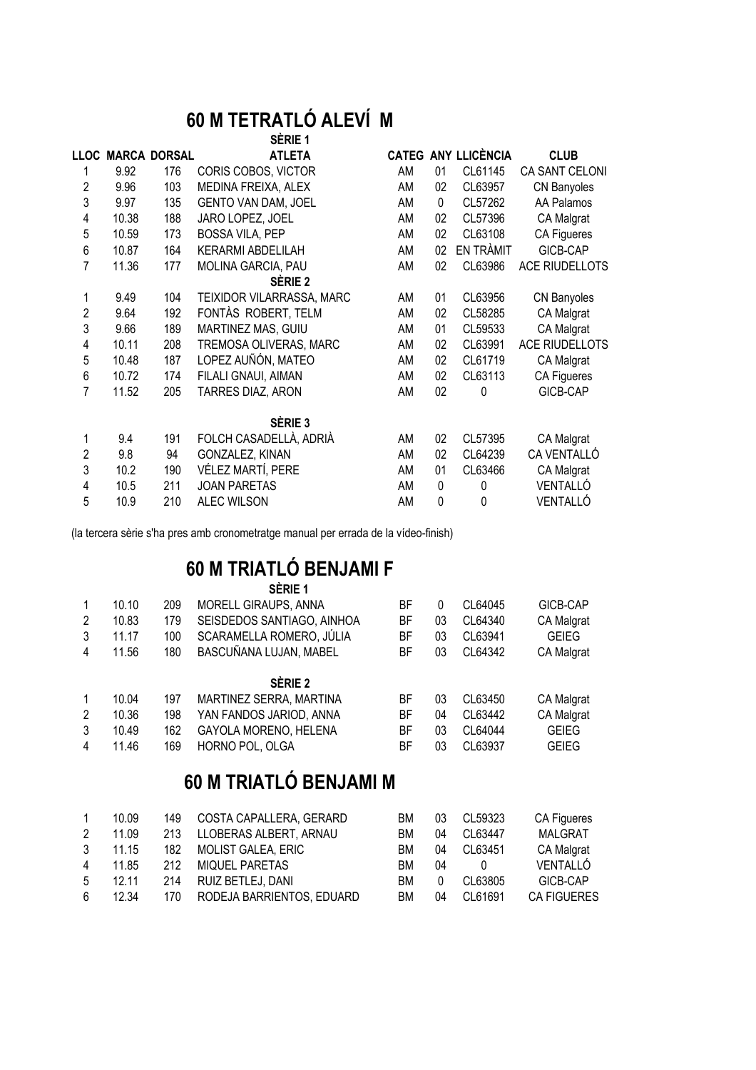# 60 M TETRATLÓ ALEVÍ M

| LLOC | MARCA | DORSAL | ATLETA | CATEG | ANY | LLICÈNCIA | CLUB |
|---|---|---|---|---|---|---|---|
| | | | **SÈRIE 1** | | | | |
| 1 | 9.92 | 176 | CORIS COBOS, VICTOR | AM | 01 | CL61145 | CA SANT CELONI |
| 2 | 9.96 | 103 | MEDINA FREIXA, ALEX | AM | 02 | CL63957 | CN Banyoles |
| 3 | 9.97 | 135 | GENTO VAN DAM, JOEL | AM | 0 | CL57262 | AA Palamos |
| 4 | 10.38 | 188 | JARO LOPEZ, JOEL | AM | 02 | CL57396 | CA Malgrat |
| 5 | 10.59 | 173 | BOSSA VILA, PEP | AM | 02 | CL63108 | CA Figueres |
| 6 | 10.87 | 164 | KERARMI ABDELILAH | AM | 02 | EN TRÀMIT | GICB-CAP |
| 7 | 11.36 | 177 | MOLINA GARCIA, PAU | AM | 02 | CL63986 | ACE RIUDELLOTS |
| | | | **SÈRIE 2** | | | | |
| 1 | 9.49 | 104 | TEIXIDOR VILARRASSA, MARC | AM | 01 | CL63956 | CN Banyoles |
| 2 | 9.64 | 192 | FONTÀS ROBERT, TELM | AM | 02 | CL58285 | CA Malgrat |
| 3 | 9.66 | 189 | MARTINEZ MAS, GUIU | AM | 01 | CL59533 | CA Malgrat |
| 4 | 10.11 | 208 | TREMOSA OLIVERAS, MARC | AM | 02 | CL63991 | ACE RIUDELLOTS |
| 5 | 10.48 | 187 | LOPEZ AUÑÓN, MATEO | AM | 02 | CL61719 | CA Malgrat |
| 6 | 10.72 | 174 | FILALI GNAUI, AIMAN | AM | 02 | CL63113 | CA Figueres |
| 7 | 11.52 | 205 | TARRES DIAZ, ARON | AM | 02 | 0 | GICB-CAP |
| | | | **SÈRIE 3** | | | | |
| 1 | 9.4 | 191 | FOLCH CASADELLÀ, ADRIÀ | AM | 02 | CL57395 | CA Malgrat |
| 2 | 9.8 | 94 | GONZALEZ, KINAN | AM | 02 | CL64239 | CA VENTALLÓ |
| 3 | 10.2 | 190 | VÉLEZ MARTÍ, PERE | AM | 01 | CL63466 | CA Malgrat |
| 4 | 10.5 | 211 | JOAN PARETAS | AM | 0 | 0 | VENTALLÓ |
| 5 | 10.9 | 210 | ALEC WILSON | AM | 0 | 0 | VENTALLÓ |

(la tercera sèrie s'ha pres amb cronometratge manual per errada de la vídeo-finish)

# 60 M TRIATLÓ BENJAMI F

| LLOC | MARCA | DORSAL | ATLETA | CATEG | ANY | LLICÈNCIA | CLUB |
|---|---|---|---|---|---|---|---|
| | | | **SÈRIE 1** | | | | |
| 1 | 10.10 | 209 | MORELL GIRAUPS, ANNA | BF | 0 | CL64045 | GICB-CAP |
| 2 | 10.83 | 179 | SEISDEDOS SANTIAGO, AINHOA | BF | 03 | CL64340 | CA Malgrat |
| 3 | 11.17 | 100 | SCARAMELLA ROMERO, JÚLIA | BF | 03 | CL63941 | GEIEG |
| 4 | 11.56 | 180 | BASCUÑANA LUJAN, MABEL | BF | 03 | CL64342 | CA Malgrat |
| | | | **SÈRIE 2** | | | | |
| 1 | 10.04 | 197 | MARTINEZ SERRA, MARTINA | BF | 03 | CL63450 | CA Malgrat |
| 2 | 10.36 | 198 | YAN FANDOS JARIOD, ANNA | BF | 04 | CL63442 | CA Malgrat |
| 3 | 10.49 | 162 | GAYOLA MORENO, HELENA | BF | 03 | CL64044 | GEIEG |
| 4 | 11.46 | 169 | HORNO POL, OLGA | BF | 03 | CL63937 | GEIEG |

# 60 M TRIATLÓ BENJAMI M

| LLOC | MARCA | DORSAL | ATLETA | CATEG | ANY | LLICÈNCIA | CLUB |
|---|---|---|---|---|---|---|---|
| 1 | 10.09 | 149 | COSTA CAPALLERA, GERARD | BM | 03 | CL59323 | CA Figueres |
| 2 | 11.09 | 213 | LLOBERAS ALBERT, ARNAU | BM | 04 | CL63447 | MALGRAT |
| 3 | 11.15 | 182 | MOLIST GALEA, ERIC | BM | 04 | CL63451 | CA Malgrat |
| 4 | 11.85 | 212 | MIQUEL PARETAS | BM | 04 | 0 | VENTALLÓ |
| 5 | 12.11 | 214 | RUIZ BETLEJ, DANI | BM | 0 | CL63805 | GICB-CAP |
| 6 | 12.34 | 170 | RODEJA BARRIENTOS, EDUARD | BM | 04 | CL61691 | CA FIGUERES |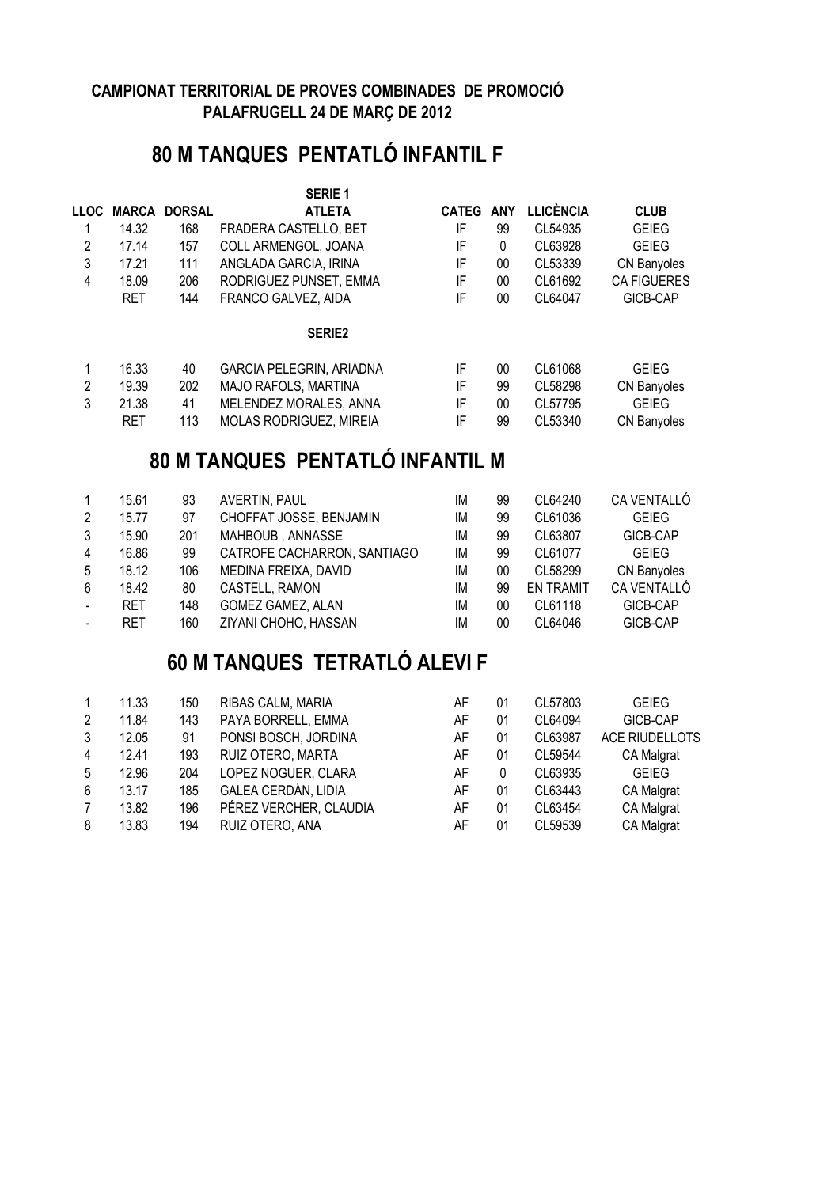**CAMPIONAT TERRITORIAL DE PROVES COMBINADES DE PROMOCIÓ**
**PALAFRUGELL 24 DE MARÇ DE 2012**

# 80 M TANQUES PENTATLÓ INFANTIL F

**SERIE 1**

| LLOC | MARCA | DORSAL | ATLETA | CATEG | ANY | LLICÈNCIA | CLUB |
|---|---|---|---|---|---|---|---|
| 1 | 14.32 | 168 | FRADERA CASTELLO, BET | IF | 99 | CL54935 | GEIEG |
| 2 | 17.14 | 157 | COLL ARMENGOL, JOANA | IF | 0 | CL63928 | GEIEG |
| 3 | 17.21 | 111 | ANGLADA GARCIA, IRINA | IF | 00 | CL53339 | CN Banyoles |
| 4 | 18.09 | 206 | RODRIGUEZ PUNSET, EMMA | IF | 00 | CL61692 | CA FIGUERES |
| | RET | 144 | FRANCO GALVEZ, AIDA | IF | 00 | CL64047 | GICB-CAP |

**SERIE2**

| LLOC | MARCA | DORSAL | ATLETA | CATEG | ANY | LLICÈNCIA | CLUB |
|---|---|---|---|---|---|---|---|
| 1 | 16.33 | 40 | GARCIA PELEGRIN, ARIADNA | IF | 00 | CL61068 | GEIEG |
| 2 | 19.39 | 202 | MAJO RAFOLS, MARTINA | IF | 99 | CL58298 | CN Banyoles |
| 3 | 21.38 | 41 | MELENDEZ MORALES, ANNA | IF | 00 | CL57795 | GEIEG |
| | RET | 113 | MOLAS RODRIGUEZ, MIREIA | IF | 99 | CL53340 | CN Banyoles |

# 80 M TANQUES PENTATLÓ INFANTIL M

| LLOC | MARCA | DORSAL | ATLETA | CATEG | ANY | LLICÈNCIA | CLUB |
|---|---|---|---|---|---|---|---|
| 1 | 15.61 | 93 | AVERTIN, PAUL | IM | 99 | CL64240 | CA VENTALLÓ |
| 2 | 15.77 | 97 | CHOFFAT JOSSE, BENJAMIN | IM | 99 | CL61036 | GEIEG |
| 3 | 15.90 | 201 | MAHBOUB , ANNASSE | IM | 99 | CL63807 | GICB-CAP |
| 4 | 16.86 | 99 | CATROFE CACHARRON, SANTIAGO | IM | 99 | CL61077 | GEIEG |
| 5 | 18.12 | 106 | MEDINA FREIXA, DAVID | IM | 00 | CL58299 | CN Banyoles |
| 6 | 18.42 | 80 | CASTELL, RAMON | IM | 99 | EN TRAMIT | CA VENTALLÓ |
| - | RET | 148 | GOMEZ GAMEZ, ALAN | IM | 00 | CL61118 | GICB-CAP |
| - | RET | 160 | ZIYANI CHOHO, HASSAN | IM | 00 | CL64046 | GICB-CAP |

# 60 M TANQUES TETRATLÓ ALEVI F

| LLOC | MARCA | DORSAL | ATLETA | CATEG | ANY | LLICÈNCIA | CLUB |
|---|---|---|---|---|---|---|---|
| 1 | 11.33 | 150 | RIBAS CALM, MARIA | AF | 01 | CL57803 | GEIEG |
| 2 | 11.84 | 143 | PAYA BORRELL, EMMA | AF | 01 | CL64094 | GICB-CAP |
| 3 | 12.05 | 91 | PONSI BOSCH, JORDINA | AF | 01 | CL63987 | ACE RIUDELLOTS |
| 4 | 12.41 | 193 | RUIZ OTERO, MARTA | AF | 01 | CL59544 | CA Malgrat |
| 5 | 12.96 | 204 | LOPEZ NOGUER, CLARA | AF | 0 | CL63935 | GEIEG |
| 6 | 13.17 | 185 | GALEA CERDÁN, LIDIA | AF | 01 | CL63443 | CA Malgrat |
| 7 | 13.82 | 196 | PÉREZ VERCHER, CLAUDIA | AF | 01 | CL63454 | CA Malgrat |
| 8 | 13.83 | 194 | RUIZ OTERO, ANA | AF | 01 | CL59539 | CA Malgrat |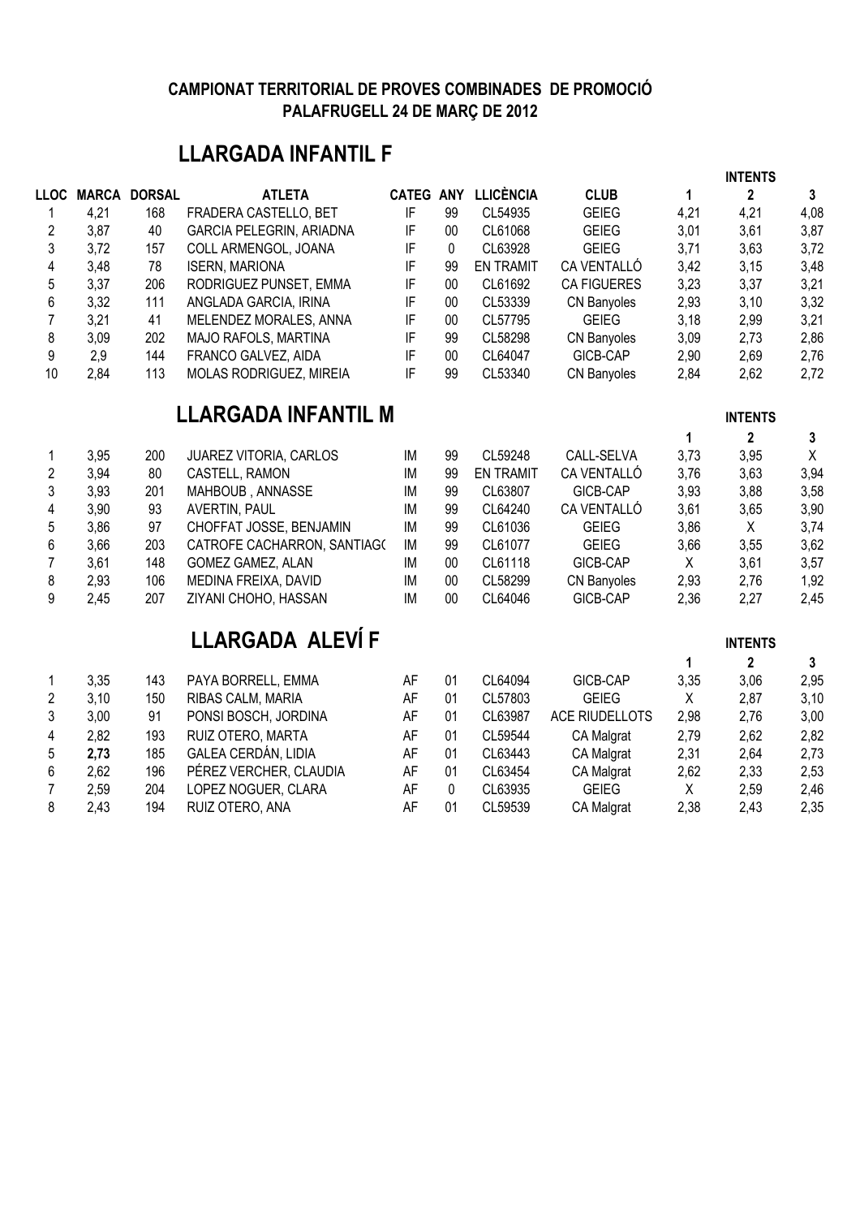**CAMPIONAT TERRITORIAL DE PROVES COMBINADES DE PROMOCIÓ**
**PALAFRUGELL 24 DE MARÇ DE 2012**

## LLARGADA INFANTIL F

| LLOC | MARCA | DORSAL | ATLETA | CATEG | ANY | LLICÈNCIA | CLUB | INTENTS 1 | 2 | 3 |
|---|---|---|---|---|---|---|---|---|---|---|
| 1 | 4,21 | 168 | FRADERA CASTELLO, BET | IF | 99 | CL54935 | GEIEG | 4,21 | 4,21 | 4,08 |
| 2 | 3,87 | 40 | GARCIA PELEGRIN, ARIADNA | IF | 00 | CL61068 | GEIEG | 3,01 | 3,61 | 3,87 |
| 3 | 3,72 | 157 | COLL ARMENGOL, JOANA | IF | 0 | CL63928 | GEIEG | 3,71 | 3,63 | 3,72 |
| 4 | 3,48 | 78 | ISERN, MARIONA | IF | 99 | EN TRAMIT | CA VENTALLÓ | 3,42 | 3,15 | 3,48 |
| 5 | 3,37 | 206 | RODRIGUEZ PUNSET, EMMA | IF | 00 | CL61692 | CA FIGUERES | 3,23 | 3,37 | 3,21 |
| 6 | 3,32 | 111 | ANGLADA GARCIA, IRINA | IF | 00 | CL53339 | CN Banyoles | 2,93 | 3,10 | 3,32 |
| 7 | 3,21 | 41 | MELENDEZ MORALES, ANNA | IF | 00 | CL57795 | GEIEG | 3,18 | 2,99 | 3,21 |
| 8 | 3,09 | 202 | MAJO RAFOLS, MARTINA | IF | 99 | CL58298 | CN Banyoles | 3,09 | 2,73 | 2,86 |
| 9 | 2,9 | 144 | FRANCO GALVEZ, AIDA | IF | 00 | CL64047 | GICB-CAP | 2,90 | 2,69 | 2,76 |
| 10 | 2,84 | 113 | MOLAS RODRIGUEZ, MIREIA | IF | 99 | CL53340 | CN Banyoles | 2,84 | 2,62 | 2,72 |

## LLARGADA INFANTIL M

| LLOC | MARCA | DORSAL | ATLETA | CATEG | ANY | LLICÈNCIA | CLUB | INTENTS 1 | 2 | 3 |
|---|---|---|---|---|---|---|---|---|---|---|
| 1 | 3,95 | 200 | JUAREZ VITORIA, CARLOS | IM | 99 | CL59248 | CALL-SELVA | 3,73 | 3,95 | X |
| 2 | 3,94 | 80 | CASTELL, RAMON | IM | 99 | EN TRAMIT | CA VENTALLÓ | 3,76 | 3,63 | 3,94 |
| 3 | 3,93 | 201 | MAHBOUB , ANNASSE | IM | 99 | CL63807 | GICB-CAP | 3,93 | 3,88 | 3,58 |
| 4 | 3,90 | 93 | AVERTIN, PAUL | IM | 99 | CL64240 | CA VENTALLÓ | 3,61 | 3,65 | 3,90 |
| 5 | 3,86 | 97 | CHOFFAT JOSSE, BENJAMIN | IM | 99 | CL61036 | GEIEG | 3,86 | X | 3,74 |
| 6 | 3,66 | 203 | CATROFE CACHARRON, SANTIAG( | IM | 99 | CL61077 | GEIEG | 3,66 | 3,55 | 3,62 |
| 7 | 3,61 | 148 | GOMEZ GAMEZ, ALAN | IM | 00 | CL61118 | GICB-CAP | X | 3,61 | 3,57 |
| 8 | 2,93 | 106 | MEDINA FREIXA, DAVID | IM | 00 | CL58299 | CN Banyoles | 2,93 | 2,76 | 1,92 |
| 9 | 2,45 | 207 | ZIYANI CHOHO, HASSAN | IM | 00 | CL64046 | GICB-CAP | 2,36 | 2,27 | 2,45 |

## LLARGADA ALEVÍ F

| LLOC | MARCA | DORSAL | ATLETA | CATEG | ANY | LLICÈNCIA | CLUB | INTENTS 1 | 2 | 3 |
|---|---|---|---|---|---|---|---|---|---|---|
| 1 | 3,35 | 143 | PAYA BORRELL, EMMA | AF | 01 | CL64094 | GICB-CAP | 3,35 | 3,06 | 2,95 |
| 2 | 3,10 | 150 | RIBAS CALM, MARIA | AF | 01 | CL57803 | GEIEG | X | 2,87 | 3,10 |
| 3 | 3,00 | 91 | PONSI BOSCH, JORDINA | AF | 01 | CL63987 | ACE RIUDELLOTS | 2,98 | 2,76 | 3,00 |
| 4 | 2,82 | 193 | RUIZ OTERO, MARTA | AF | 01 | CL59544 | CA Malgrat | 2,79 | 2,62 | 2,82 |
| 5 | **2,73** | 185 | GALEA CERDÁN, LIDIA | AF | 01 | CL63443 | CA Malgrat | 2,31 | 2,64 | 2,73 |
| 6 | 2,62 | 196 | PÉREZ VERCHER, CLAUDIA | AF | 01 | CL63454 | CA Malgrat | 2,62 | 2,33 | 2,53 |
| 7 | 2,59 | 204 | LOPEZ NOGUER, CLARA | AF | 0 | CL63935 | GEIEG | X | 2,59 | 2,46 |
| 8 | 2,43 | 194 | RUIZ OTERO, ANA | AF | 01 | CL59539 | CA Malgrat | 2,38 | 2,43 | 2,35 |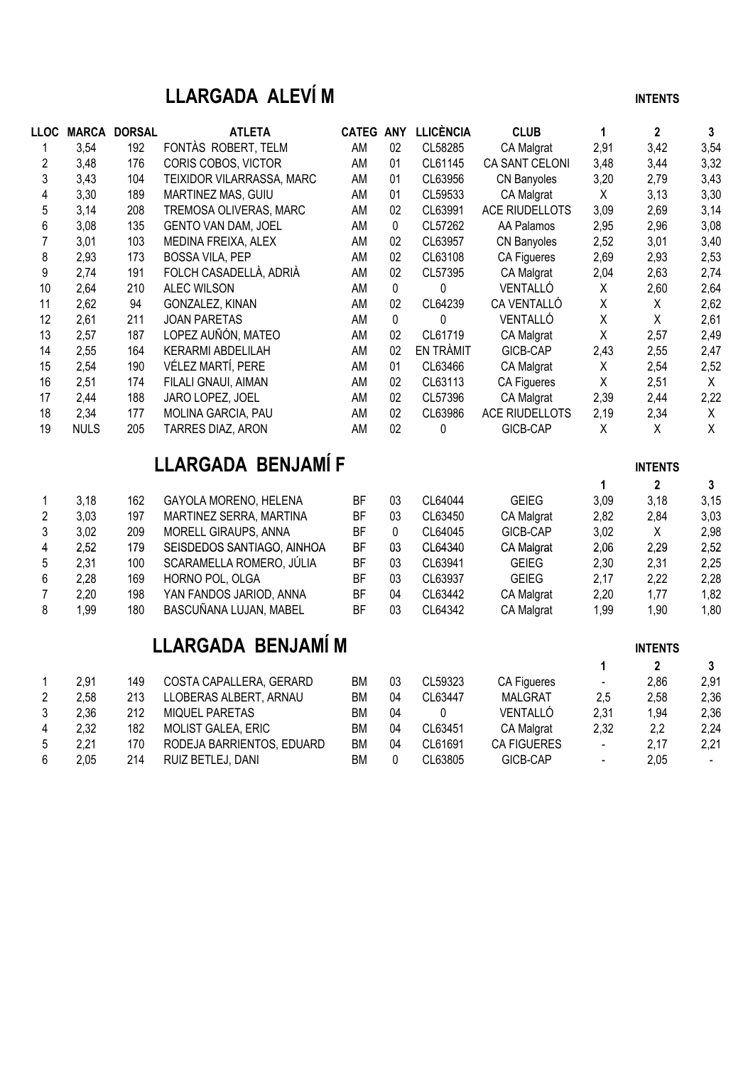# LLARGADA ALEVÍ M

| LLOC | MARCA | DORSAL | ATLETA | CATEG | ANY | LLICÈNCIA | CLUB | INTENTS 1 | 2 | 3 |
|---|---|---|---|---|---|---|---|---|---|---|
| 1 | 3,54 | 192 | FONTÀS ROBERT, TELM | AM | 02 | CL58285 | CA Malgrat | 2,91 | 3,42 | 3,54 |
| 2 | 3,48 | 176 | CORIS COBOS, VICTOR | AM | 01 | CL61145 | CA SANT CELONI | 3,48 | 3,44 | 3,32 |
| 3 | 3,43 | 104 | TEIXIDOR VILARRASSA, MARC | AM | 01 | CL63956 | CN Banyoles | 3,20 | 2,79 | 3,43 |
| 4 | 3,30 | 189 | MARTINEZ MAS, GUIU | AM | 01 | CL59533 | CA Malgrat | X | 3,13 | 3,30 |
| 5 | 3,14 | 208 | TREMOSA OLIVERAS, MARC | AM | 02 | CL63991 | ACE RIUDELLOTS | 3,09 | 2,69 | 3,14 |
| 6 | 3,08 | 135 | GENTO VAN DAM, JOEL | AM | 0 | CL57262 | AA Palamos | 2,95 | 2,96 | 3,08 |
| 7 | 3,01 | 103 | MEDINA FREIXA, ALEX | AM | 02 | CL63957 | CN Banyoles | 2,52 | 3,01 | 3,40 |
| 8 | 2,93 | 173 | BOSSA VILA, PEP | AM | 02 | CL63108 | CA Figueres | 2,69 | 2,93 | 2,53 |
| 9 | 2,74 | 191 | FOLCH CASADELLÀ, ADRIÀ | AM | 02 | CL57395 | CA Malgrat | 2,04 | 2,63 | 2,74 |
| 10 | 2,64 | 210 | ALEC WILSON | AM | 0 | 0 | VENTALLÓ | X | 2,60 | 2,64 |
| 11 | 2,62 | 94 | GONZALEZ, KINAN | AM | 02 | CL64239 | CA VENTALLÓ | X | X | 2,62 |
| 12 | 2,61 | 211 | JOAN PARETAS | AM | 0 | 0 | VENTALLÓ | X | X | 2,61 |
| 13 | 2,57 | 187 | LOPEZ AUÑÓN, MATEO | AM | 02 | CL61719 | CA Malgrat | X | 2,57 | 2,49 |
| 14 | 2,55 | 164 | KERARMI ABDELILAH | AM | 02 | EN TRÀMIT | GICB-CAP | 2,43 | 2,55 | 2,47 |
| 15 | 2,54 | 190 | VÉLEZ MARTÍ, PERE | AM | 01 | CL63466 | CA Malgrat | X | 2,54 | 2,52 |
| 16 | 2,51 | 174 | FILALI GNAUI, AIMAN | AM | 02 | CL63113 | CA Figueres | X | 2,51 | X |
| 17 | 2,44 | 188 | JARO LOPEZ, JOEL | AM | 02 | CL57396 | CA Malgrat | 2,39 | 2,44 | 2,22 |
| 18 | 2,34 | 177 | MOLINA GARCIA, PAU | AM | 02 | CL63986 | ACE RIUDELLOTS | 2,19 | 2,34 | X |
| 19 | NULS | 205 | TARRES DIAZ, ARON | AM | 02 | 0 | GICB-CAP | X | X | X |

# LLARGADA BENJAMÍ F

| LLOC | MARCA | DORSAL | ATLETA | CATEG | ANY | LLICÈNCIA | CLUB | INTENTS 1 | 2 | 3 |
|---|---|---|---|---|---|---|---|---|---|---|
| 1 | 3,18 | 162 | GAYOLA MORENO, HELENA | BF | 03 | CL64044 | GEIEG | 3,09 | 3,18 | 3,15 |
| 2 | 3,03 | 197 | MARTINEZ SERRA, MARTINA | BF | 03 | CL63450 | CA Malgrat | 2,82 | 2,84 | 3,03 |
| 3 | 3,02 | 209 | MORELL GIRAUPS, ANNA | BF | 0 | CL64045 | GICB-CAP | 3,02 | X | 2,98 |
| 4 | 2,52 | 179 | SEISDEDOS SANTIAGO, AINHOA | BF | 03 | CL64340 | CA Malgrat | 2,06 | 2,29 | 2,52 |
| 5 | 2,31 | 100 | SCARAMELLA ROMERO, JÚLIA | BF | 03 | CL63941 | GEIEG | 2,30 | 2,31 | 2,25 |
| 6 | 2,28 | 169 | HORNO POL, OLGA | BF | 03 | CL63937 | GEIEG | 2,17 | 2,22 | 2,28 |
| 7 | 2,20 | 198 | YAN FANDOS JARIOD, ANNA | BF | 04 | CL63442 | CA Malgrat | 2,20 | 1,77 | 1,82 |
| 8 | 1,99 | 180 | BASCUÑANA LUJAN, MABEL | BF | 03 | CL64342 | CA Malgrat | 1,99 | 1,90 | 1,80 |

# LLARGADA BENJAMÍ M

| LLOC | MARCA | DORSAL | ATLETA | CATEG | ANY | LLICÈNCIA | CLUB | INTENTS 1 | 2 | 3 |
|---|---|---|---|---|---|---|---|---|---|---|
| 1 | 2,91 | 149 | COSTA CAPALLERA, GERARD | BM | 03 | CL59323 | CA Figueres | - | 2,86 | 2,91 |
| 2 | 2,58 | 213 | LLOBERAS ALBERT, ARNAU | BM | 04 | CL63447 | MALGRAT | 2,5 | 2,58 | 2,36 |
| 3 | 2,36 | 212 | MIQUEL PARETAS | BM | 04 | 0 | VENTALLÓ | 2,31 | 1,94 | 2,36 |
| 4 | 2,32 | 182 | MOLIST GALEA, ERIC | BM | 04 | CL63451 | CA Malgrat | 2,32 | 2,2 | 2,24 |
| 5 | 2,21 | 170 | RODEJA BARRIENTOS, EDUARD | BM | 04 | CL61691 | CA FIGUERES | - | 2,17 | 2,21 |
| 6 | 2,05 | 214 | RUIZ BETLEJ, DANI | BM | 0 | CL63805 | GICB-CAP | - | 2,05 | - |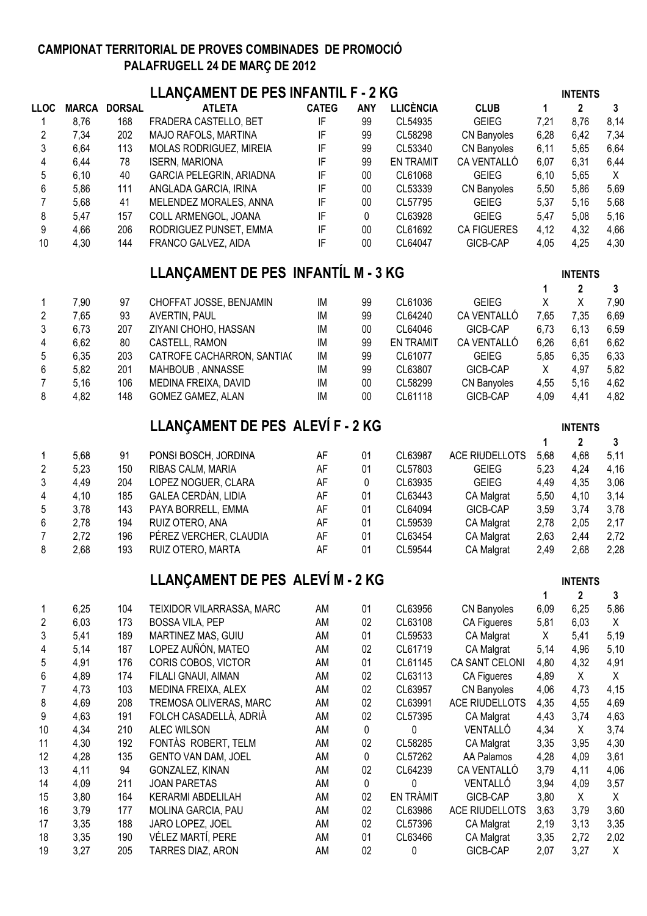**CAMPIONAT TERRITORIAL DE PROVES COMBINADES DE PROMOCIÓ**
**PALAFRUGELL 24 DE MARÇ DE 2012**

## LLANÇAMENT DE PES INFANTIL F - 2 KG

| LLOC | MARCA | DORSAL | ATLETA | CATEG | ANY | LLICÈNCIA | CLUB | INTENTS 1 | 2 | 3 |
|---|---|---|---|---|---|---|---|---|---|---|
| 1 | 8,76 | 168 | FRADERA CASTELLO, BET | IF | 99 | CL54935 | GEIEG | 7,21 | 8,76 | 8,14 |
| 2 | 7,34 | 202 | MAJO RAFOLS, MARTINA | IF | 99 | CL58298 | CN Banyoles | 6,28 | 6,42 | 7,34 |
| 3 | 6,64 | 113 | MOLAS RODRIGUEZ, MIREIA | IF | 99 | CL53340 | CN Banyoles | 6,11 | 5,65 | 6,64 |
| 4 | 6,44 | 78 | ISERN, MARIONA | IF | 99 | EN TRAMIT | CA VENTALLÓ | 6,07 | 6,31 | 6,44 |
| 5 | 6,10 | 40 | GARCIA PELEGRIN, ARIADNA | IF | 00 | CL61068 | GEIEG | 6,10 | 5,65 | X |
| 6 | 5,86 | 111 | ANGLADA GARCIA, IRINA | IF | 00 | CL53339 | CN Banyoles | 5,50 | 5,86 | 5,69 |
| 7 | 5,68 | 41 | MELENDEZ MORALES, ANNA | IF | 00 | CL57795 | GEIEG | 5,37 | 5,16 | 5,68 |
| 8 | 5,47 | 157 | COLL ARMENGOL, JOANA | IF | 0 | CL63928 | GEIEG | 5,47 | 5,08 | 5,16 |
| 9 | 4,66 | 206 | RODRIGUEZ PUNSET, EMMA | IF | 00 | CL61692 | CA FIGUERES | 4,12 | 4,32 | 4,66 |
| 10 | 4,30 | 144 | FRANCO GALVEZ, AIDA | IF | 00 | CL64047 | GICB-CAP | 4,05 | 4,25 | 4,30 |

## LLANÇAMENT DE PES INFANTÍL M - 3 KG

| LLOC | MARCA | DORSAL | ATLETA | CATEG | ANY | LLICÈNCIA | CLUB | INTENTS 1 | 2 | 3 |
|---|---|---|---|---|---|---|---|---|---|---|
| 1 | 7,90 | 97 | CHOFFAT JOSSE, BENJAMIN | IM | 99 | CL61036 | GEIEG | X | X | 7,90 |
| 2 | 7,65 | 93 | AVERTIN, PAUL | IM | 99 | CL64240 | CA VENTALLÓ | 7,65 | 7,35 | 6,69 |
| 3 | 6,73 | 207 | ZIYANI CHOHO, HASSAN | IM | 00 | CL64046 | GICB-CAP | 6,73 | 6,13 | 6,59 |
| 4 | 6,62 | 80 | CASTELL, RAMON | IM | 99 | EN TRAMIT | CA VENTALLÓ | 6,26 | 6,61 | 6,62 |
| 5 | 6,35 | 203 | CATROFE CACHARRON, SANTIA( | IM | 99 | CL61077 | GEIEG | 5,85 | 6,35 | 6,33 |
| 6 | 5,82 | 201 | MAHBOUB , ANNASSE | IM | 99 | CL63807 | GICB-CAP | X | 4,97 | 5,82 |
| 7 | 5,16 | 106 | MEDINA FREIXA, DAVID | IM | 00 | CL58299 | CN Banyoles | 4,55 | 5,16 | 4,62 |
| 8 | 4,82 | 148 | GOMEZ GAMEZ, ALAN | IM | 00 | CL61118 | GICB-CAP | 4,09 | 4,41 | 4,82 |

## LLANÇAMENT DE PES ALEVÍ F - 2 KG

| LLOC | MARCA | DORSAL | ATLETA | CATEG | ANY | LLICÈNCIA | CLUB | INTENTS 1 | 2 | 3 |
|---|---|---|---|---|---|---|---|---|---|---|
| 1 | 5,68 | 91 | PONSI BOSCH, JORDINA | AF | 01 | CL63987 | ACE RIUDELLOTS | 5,68 | 4,68 | 5,11 |
| 2 | 5,23 | 150 | RIBAS CALM, MARIA | AF | 01 | CL57803 | GEIEG | 5,23 | 4,24 | 4,16 |
| 3 | 4,49 | 204 | LOPEZ NOGUER, CLARA | AF | 0 | CL63935 | GEIEG | 4,49 | 4,35 | 3,06 |
| 4 | 4,10 | 185 | GALEA CERDÁN, LIDIA | AF | 01 | CL63443 | CA Malgrat | 5,50 | 4,10 | 3,14 |
| 5 | 3,78 | 143 | PAYA BORRELL, EMMA | AF | 01 | CL64094 | GICB-CAP | 3,59 | 3,74 | 3,78 |
| 6 | 2,78 | 194 | RUIZ OTERO, ANA | AF | 01 | CL59539 | CA Malgrat | 2,78 | 2,05 | 2,17 |
| 7 | 2,72 | 196 | PÉREZ VERCHER, CLAUDIA | AF | 01 | CL63454 | CA Malgrat | 2,63 | 2,44 | 2,72 |
| 8 | 2,68 | 193 | RUIZ OTERO, MARTA | AF | 01 | CL59544 | CA Malgrat | 2,49 | 2,68 | 2,28 |

## LLANÇAMENT DE PES ALEVÍ M - 2 KG

| LLOC | MARCA | DORSAL | ATLETA | CATEG | ANY | LLICÈNCIA | CLUB | INTENTS 1 | 2 | 3 |
|---|---|---|---|---|---|---|---|---|---|---|
| 1 | 6,25 | 104 | TEIXIDOR VILARRASSA, MARC | AM | 01 | CL63956 | CN Banyoles | 6,09 | 6,25 | 5,86 |
| 2 | 6,03 | 173 | BOSSA VILA, PEP | AM | 02 | CL63108 | CA Figueres | 5,81 | 6,03 | X |
| 3 | 5,41 | 189 | MARTINEZ MAS, GUIU | AM | 01 | CL59533 | CA Malgrat | X | 5,41 | 5,19 |
| 4 | 5,14 | 187 | LOPEZ AUÑÓN, MATEO | AM | 02 | CL61719 | CA Malgrat | 5,14 | 4,96 | 5,10 |
| 5 | 4,91 | 176 | CORIS COBOS, VICTOR | AM | 01 | CL61145 | CA SANT CELONI | 4,80 | 4,32 | 4,91 |
| 6 | 4,89 | 174 | FILALI GNAUI, AIMAN | AM | 02 | CL63113 | CA Figueres | 4,89 | X | X |
| 7 | 4,73 | 103 | MEDINA FREIXA, ALEX | AM | 02 | CL63957 | CN Banyoles | 4,06 | 4,73 | 4,15 |
| 8 | 4,69 | 208 | TREMOSA OLIVERAS, MARC | AM | 02 | CL63991 | ACE RIUDELLOTS | 4,35 | 4,55 | 4,69 |
| 9 | 4,63 | 191 | FOLCH CASADELLÀ, ADRIÀ | AM | 02 | CL57395 | CA Malgrat | 4,43 | 3,74 | 4,63 |
| 10 | 4,34 | 210 | ALEC WILSON | AM | 0 | 0 | VENTALLÓ | 4,34 | X | 3,74 |
| 11 | 4,30 | 192 | FONTÀS ROBERT, TELM | AM | 02 | CL58285 | CA Malgrat | 3,35 | 3,95 | 4,30 |
| 12 | 4,28 | 135 | GENTO VAN DAM, JOEL | AM | 0 | CL57262 | AA Palamos | 4,28 | 4,09 | 3,61 |
| 13 | 4,11 | 94 | GONZALEZ, KINAN | AM | 02 | CL64239 | CA VENTALLÓ | 3,79 | 4,11 | 4,06 |
| 14 | 4,09 | 211 | JOAN PARETAS | AM | 0 | 0 | VENTALLÓ | 3,94 | 4,09 | 3,57 |
| 15 | 3,80 | 164 | KERARMI ABDELILAH | AM | 02 | EN TRÀMIT | GICB-CAP | 3,80 | X | X |
| 16 | 3,79 | 177 | MOLINA GARCIA, PAU | AM | 02 | CL63986 | ACE RIUDELLOTS | 3,63 | 3,79 | 3,60 |
| 17 | 3,35 | 188 | JARO LOPEZ, JOEL | AM | 02 | CL57396 | CA Malgrat | 2,19 | 3,13 | 3,35 |
| 18 | 3,35 | 190 | VÉLEZ MARTÍ, PERE | AM | 01 | CL63466 | CA Malgrat | 3,35 | 2,72 | 2,02 |
| 19 | 3,27 | 205 | TARRES DIAZ, ARON | AM | 02 | 0 | GICB-CAP | 2,07 | 3,27 | X |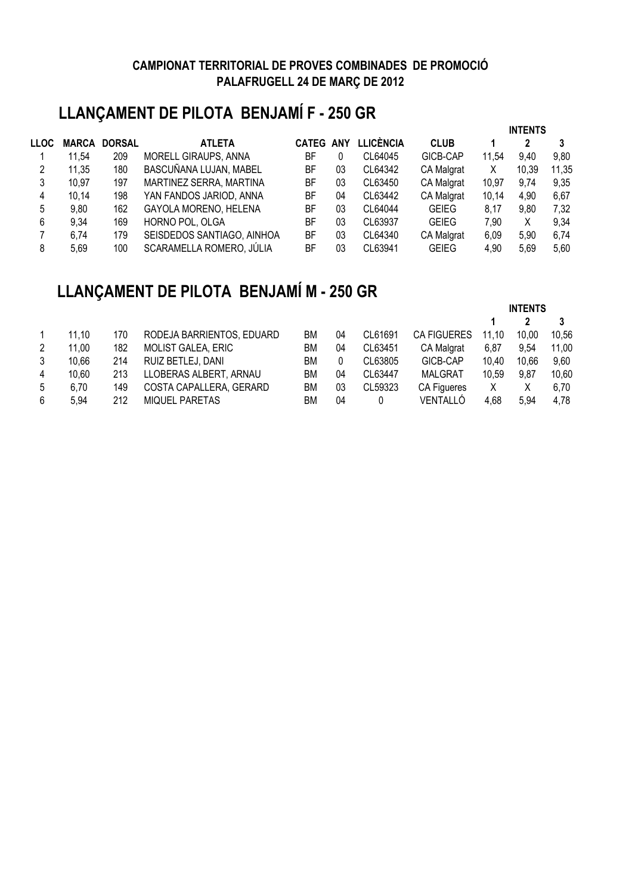**CAMPIONAT TERRITORIAL DE PROVES COMBINADES DE PROMOCIÓ**
**PALAFRUGELL 24 DE MARÇ DE 2012**

# LLANÇAMENT DE PILOTA BENJAMÍ F - 250 GR

| LLOC | MARCA | DORSAL | ATLETA | CATEG | ANY | LLICÈNCIA | CLUB | INTENTS 1 | 2 | 3 |
|---|---|---|---|---|---|---|---|---|---|---|
| 1 | 11,54 | 209 | MORELL GIRAUPS, ANNA | BF | 0 | CL64045 | GICB-CAP | 11,54 | 9,40 | 9,80 |
| 2 | 11,35 | 180 | BASCUÑANA LUJAN, MABEL | BF | 03 | CL64342 | CA Malgrat | X | 10,39 | 11,35 |
| 3 | 10,97 | 197 | MARTINEZ SERRA, MARTINA | BF | 03 | CL63450 | CA Malgrat | 10,97 | 9,74 | 9,35 |
| 4 | 10,14 | 198 | YAN FANDOS JARIOD, ANNA | BF | 04 | CL63442 | CA Malgrat | 10,14 | 4,90 | 6,67 |
| 5 | 9,80 | 162 | GAYOLA MORENO, HELENA | BF | 03 | CL64044 | GEIEG | 8,17 | 9,80 | 7,32 |
| 6 | 9,34 | 169 | HORNO POL, OLGA | BF | 03 | CL63937 | GEIEG | 7,90 | X | 9,34 |
| 7 | 6,74 | 179 | SEISDEDOS SANTIAGO, AINHOA | BF | 03 | CL64340 | CA Malgrat | 6,09 | 5,90 | 6,74 |
| 8 | 5,69 | 100 | SCARAMELLA ROMERO, JÚLIA | BF | 03 | CL63941 | GEIEG | 4,90 | 5,69 | 5,60 |

# LLANÇAMENT DE PILOTA BENJAMÍ M - 250 GR

| LLOC | MARCA | DORSAL | ATLETA | CATEG | ANY | LLICÈNCIA | CLUB | INTENTS 1 | 2 | 3 |
|---|---|---|---|---|---|---|---|---|---|---|
| 1 | 11,10 | 170 | RODEJA BARRIENTOS, EDUARD | BM | 04 | CL61691 | CA FIGUERES | 11,10 | 10,00 | 10,56 |
| 2 | 11,00 | 182 | MOLIST GALEA, ERIC | BM | 04 | CL63451 | CA Malgrat | 6,87 | 9,54 | 11,00 |
| 3 | 10,66 | 214 | RUIZ BETLEJ, DANI | BM | 0 | CL63805 | GICB-CAP | 10,40 | 10,66 | 9,60 |
| 4 | 10,60 | 213 | LLOBERAS ALBERT, ARNAU | BM | 04 | CL63447 | MALGRAT | 10,59 | 9,87 | 10,60 |
| 5 | 6,70 | 149 | COSTA CAPALLERA, GERARD | BM | 03 | CL59323 | CA Figueres | X | X | 6,70 |
| 6 | 5,94 | 212 | MIQUEL PARETAS | BM | 04 | 0 | VENTALLÓ | 4,68 | 5,94 | 4,78 |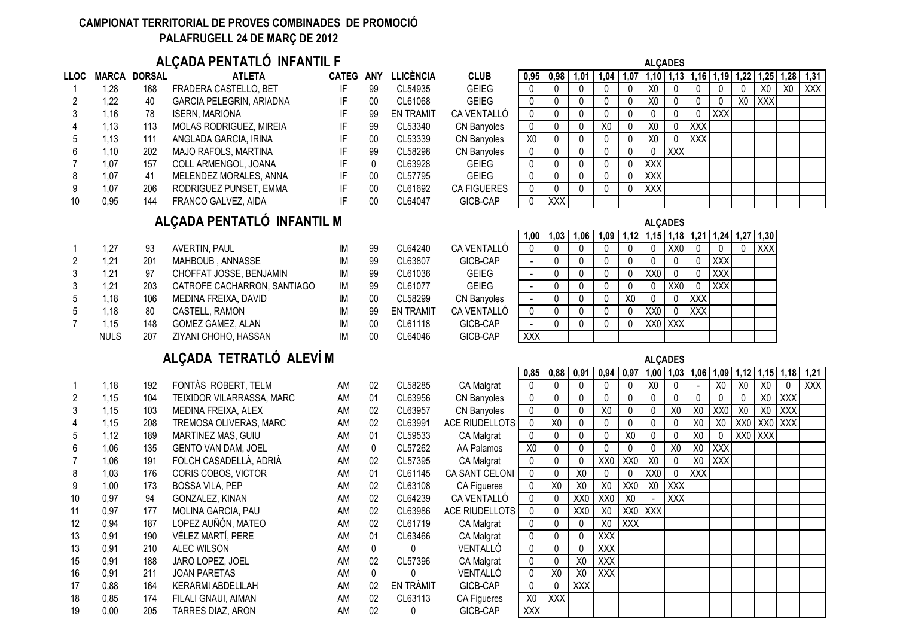**CAMPIONAT TERRITORIAL DE PROVES COMBINADES DE PROMOCIÓ**

**PALAFRUGELL 24 DE MARÇ DE 2012**

## ALÇADA PENTATLÓ INFANTIL F

| LLOC | MARCA | DORSAL | ATLETA | CATEG | ANY | LLICÈNCIA | CLUB | 0,95 | 0,98 | 1,01 | 1,04 | 1,07 | 1,10 | 1,13 | 1,16 | 1,19 | 1,22 | 1,25 | 1,28 | 1,31 |
|---|---|---|---|---|---|---|---|---|---|---|---|---|---|---|---|---|---|---|---|---|
| 1 | 1,28 | 168 | FRADERA CASTELLO, BET | IF | 99 | CL54935 | GEIEG | 0 | 0 | 0 | 0 | 0 | X0 | 0 | 0 | 0 | 0 | X0 | X0 | XXX |
| 2 | 1,22 | 40 | GARCIA PELEGRIN, ARIADNA | IF | 00 | CL61068 | GEIEG | 0 | 0 | 0 | 0 | 0 | X0 | 0 | 0 | 0 | X0 | XXX | | |
| 3 | 1,16 | 78 | ISERN, MARIONA | IF | 99 | EN TRAMIT | CA VENTALLÓ | 0 | 0 | 0 | 0 | 0 | 0 | 0 | 0 | XXX | | | | |
| 4 | 1,13 | 113 | MOLAS RODRIGUEZ, MIREIA | IF | 99 | CL53340 | CN Banyoles | 0 | 0 | 0 | X0 | 0 | X0 | 0 | XXX | | | | | |
| 5 | 1,13 | 111 | ANGLADA GARCIA, IRINA | IF | 00 | CL53339 | CN Banyoles | X0 | 0 | 0 | 0 | 0 | X0 | 0 | XXX | | | | | |
| 6 | 1,10 | 202 | MAJO RAFOLS, MARTINA | IF | 99 | CL58298 | CN Banyoles | 0 | 0 | 0 | 0 | 0 | 0 | XXX | | | | | | |
| 7 | 1,07 | 157 | COLL ARMENGOL, JOANA | IF | 0 | CL63928 | GEIEG | 0 | 0 | 0 | 0 | 0 | XXX | | | | | | | |
| 8 | 1,07 | 41 | MELENDEZ MORALES, ANNA | IF | 00 | CL57795 | GEIEG | 0 | 0 | 0 | 0 | 0 | XXX | | | | | | | |
| 9 | 1,07 | 206 | RODRIGUEZ PUNSET, EMMA | IF | 00 | CL61692 | CA FIGUERES | 0 | 0 | 0 | 0 | 0 | XXX | | | | | | | |
| 10 | 0,95 | 144 | FRANCO GALVEZ, AIDA | IF | 00 | CL64047 | GICB-CAP | 0 | XXX | | | | | | | | | | | |

## ALÇADA PENTATLÓ INFANTIL M

| LLOC | MARCA | DORSAL | ATLETA | CATEG | ANY | LLICÈNCIA | CLUB | 1,00 | 1,03 | 1,06 | 1,09 | 1,12 | 1,15 | 1,18 | 1,21 | 1,24 | 1,27 | 1,30 |
|---|---|---|---|---|---|---|---|---|---|---|---|---|---|---|---|---|---|---|
| 1 | 1,27 | 93 | AVERTIN, PAUL | IM | 99 | CL64240 | CA VENTALLÓ | 0 | 0 | 0 | 0 | 0 | 0 | XX0 | 0 | 0 | 0 | XXX |
| 2 | 1,21 | 201 | MAHBOUB , ANNASSE | IM | 99 | CL63807 | GICB-CAP | - | 0 | 0 | 0 | 0 | 0 | 0 | 0 | XXX | | |
| 3 | 1,21 | 97 | CHOFFAT JOSSE, BENJAMIN | IM | 99 | CL61036 | GEIEG | - | 0 | 0 | 0 | 0 | XX0 | 0 | 0 | XXX | | |
| 3 | 1,21 | 203 | CATROFE CACHARRON, SANTIAGO | IM | 99 | CL61077 | GEIEG | - | 0 | 0 | 0 | 0 | 0 | XX0 | 0 | XXX | | |
| 5 | 1,18 | 106 | MEDINA FREIXA, DAVID | IM | 00 | CL58299 | CN Banyoles | - | 0 | 0 | 0 | X0 | 0 | 0 | XXX | | | |
| 5 | 1,18 | 80 | CASTELL, RAMON | IM | 99 | EN TRAMIT | CA VENTALLÓ | 0 | 0 | 0 | 0 | 0 | XX0 | 0 | XXX | | | |
| 7 | 1,15 | 148 | GOMEZ GAMEZ, ALAN | IM | 00 | CL61118 | GICB-CAP | - | 0 | 0 | 0 | 0 | XX0 | XXX | | | | |
| | NULS | 207 | ZIYANI CHOHO, HASSAN | IM | 00 | CL64046 | GICB-CAP | XXX | | | | | | | | | | |

## ALÇADA TETRATLÓ ALEVÍ M

| LLOC | MARCA | DORSAL | ATLETA | CATEG | ANY | LLICÈNCIA | CLUB | 0,85 | 0,88 | 0,91 | 0,94 | 0,97 | 1,00 | 1,03 | 1,06 | 1,09 | 1,12 | 1,15 | 1,18 | 1,21 |
|---|---|---|---|---|---|---|---|---|---|---|---|---|---|---|---|---|---|---|---|---|
| 1 | 1,18 | 192 | FONTÀS ROBERT, TELM | AM | 02 | CL58285 | CA Malgrat | 0 | 0 | 0 | 0 | 0 | X0 | 0 | - | X0 | X0 | X0 | 0 | XXX |
| 2 | 1,15 | 104 | TEIXIDOR VILARRASSA, MARC | AM | 01 | CL63956 | CN Banyoles | 0 | 0 | 0 | 0 | 0 | 0 | 0 | 0 | 0 | 0 | X0 | XXX | |
| 3 | 1,15 | 103 | MEDINA FREIXA, ALEX | AM | 02 | CL63957 | CN Banyoles | 0 | 0 | 0 | X0 | 0 | 0 | X0 | X0 | XX0 | X0 | X0 | XXX | |
| 4 | 1,15 | 208 | TREMOSA OLIVERAS, MARC | AM | 02 | CL63991 | ACE RIUDELLOTS | 0 | X0 | 0 | 0 | 0 | 0 | 0 | X0 | X0 | XX0 | XX0 | XXX | |
| 5 | 1,12 | 189 | MARTINEZ MAS, GUIU | AM | 01 | CL59533 | CA Malgrat | 0 | 0 | 0 | 0 | X0 | 0 | 0 | X0 | 0 | XX0 | XXX | | |
| 6 | 1,06 | 135 | GENTO VAN DAM, JOEL | AM | 0 | CL57262 | AA Palamos | X0 | 0 | 0 | 0 | 0 | 0 | X0 | X0 | XXX | | | | |
| 7 | 1,06 | 191 | FOLCH CASADELLÀ, ADRIÀ | AM | 02 | CL57395 | CA Malgrat | 0 | 0 | 0 | XX0 | XX0 | X0 | 0 | X0 | XXX | | | | |
| 8 | 1,03 | 176 | CORIS COBOS, VICTOR | AM | 01 | CL61145 | CA SANT CELONI | 0 | 0 | X0 | 0 | 0 | XX0 | 0 | XXX | | | | | |
| 9 | 1,00 | 173 | BOSSA VILA, PEP | AM | 02 | CL63108 | CA Figueres | 0 | X0 | X0 | X0 | XX0 | X0 | XXX | | | | | | |
| 10 | 0,97 | 94 | GONZALEZ, KINAN | AM | 02 | CL64239 | CA VENTALLÓ | 0 | 0 | XX0 | XX0 | X0 | - | XXX | | | | | | |
| 11 | 0,97 | 177 | MOLINA GARCIA, PAU | AM | 02 | CL63986 | ACE RIUDELLOTS | 0 | 0 | XX0 | X0 | XX0 | XXX | | | | | | | |
| 12 | 0,94 | 187 | LOPEZ AUÑÓN, MATEO | AM | 02 | CL61719 | CA Malgrat | 0 | 0 | 0 | X0 | XXX | | | | | | | | |
| 13 | 0,91 | 190 | VÉLEZ MARTÍ, PERE | AM | 01 | CL63466 | CA Malgrat | 0 | 0 | 0 | XXX | | | | | | | | | |
| 13 | 0,91 | 210 | ALEC WILSON | AM | 0 | 0 | VENTALLÓ | 0 | 0 | 0 | XXX | | | | | | | | | |
| 15 | 0,91 | 188 | JARO LOPEZ, JOEL | AM | 02 | CL57396 | CA Malgrat | 0 | 0 | X0 | XXX | | | | | | | | | |
| 16 | 0,91 | 211 | JOAN PARETAS | AM | 0 | 0 | VENTALLÓ | 0 | X0 | X0 | XXX | | | | | | | | | |
| 17 | 0,88 | 164 | KERARMI ABDELILAH | AM | 02 | EN TRÀMIT | GICB-CAP | 0 | 0 | XXX | | | | | | | | | | |
| 18 | 0,85 | 174 | FILALI GNAUI, AIMAN | AM | 02 | CL63113 | CA Figueres | X0 | XXX | | | | | | | | | | | |
| 19 | 0,00 | 205 | TARRES DIAZ, ARON | AM | 02 | 0 | GICB-CAP | XXX | | | | | | | | | | | | |